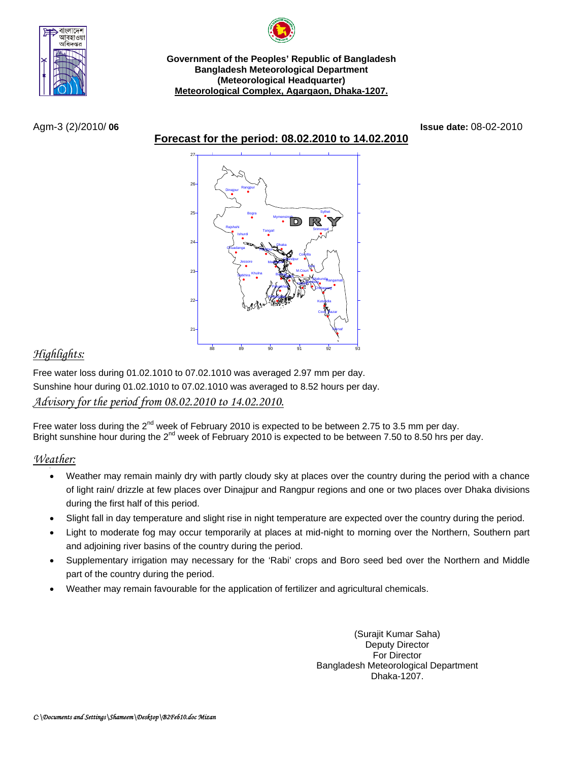**Government of the Peoples' Republic of Bangladesh**
**Bangladesh Meteorological Department**
**(Meteorological Headquarter)**
**Meteorological Complex, Agargaon, Dhaka-1207.**

Agm-3 (2)/2010/ **06** **Issue date:** 08-02-2010

## Forecast for the period: 08.02.2010 to 14.02.2010

*Highlights:*

Free water loss during 01.02.1010 to 07.02.1010 was averaged 2.97 mm per day.
Sunshine hour during 01.02.1010 to 07.02.1010 was averaged to 8.52 hours per day.

*Advisory for the period from 08.02.2010 to 14.02.2010.*

Free water loss during the 2nd week of February 2010 is expected to be between 2.75 to 3.5 mm per day.
Bright sunshine hour during the 2nd week of February 2010 is expected to be between 7.50 to 8.50 hrs per day.

*Weather:*

- Weather may remain mainly dry with partly cloudy sky at places over the country during the period with a chance of light rain/ drizzle at few places over Dinajpur and Rangpur regions and one or two places over Dhaka divisions during the first half of this period.
- Slight fall in day temperature and slight rise in night temperature are expected over the country during the period.
- Light to moderate fog may occur temporarily at places at mid-night to morning over the Northern, Southern part and adjoining river basins of the country during the period.
- Supplementary irrigation may necessary for the 'Rabi' crops and Boro seed bed over the Northern and Middle part of the country during the period.
- Weather may remain favourable for the application of fertilizer and agricultural chemicals.

(Surajit Kumar Saha)
Deputy Director
For Director
Bangladesh Meteorological Department
Dhaka-1207.

*C:\Documents and Settings\Shameem\Desktop\B2Feb10.doc Mizan*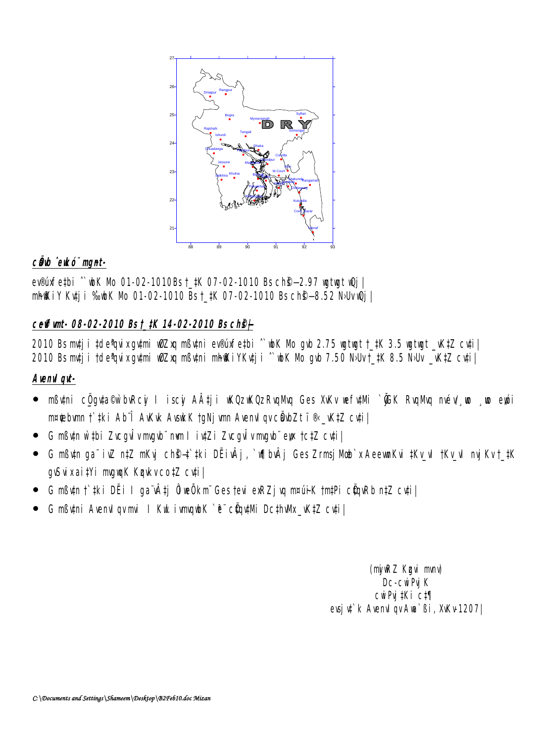27
26
25
24
23
22
21

88 89 90 91 92 93

Dinajpur Rangpur Sylhet Bogra Mymensingh DRY Rajshahi Srimongal Tangail Ishurdi Chuadanga Dhaka Comilla Jessore Madaripur Chandpur Feni M.Court Satkhira Khulna Barisal Bhola Sitakunda Rangamati Patuakhali Hatiya Sandwip Chittagong Khepupara Kutubdia Cox's Bazar Teknaf

## ***cÖvb ^ewkó¨ mgyn-***

ev®úxfe‡bi ˆ`wbK Mo 01-02-1010 Bs †_‡K 07-02-1010 Bs ch©š—2.97 wgtwgt wQj|
mh©vwKiY Kvtji ‰`wbK Mo 01-02-1010 Bs †\_‡K 07-02-1010 Bs ch©š—8.52 N›Uv wQj|

## ***c̈evm- 08-02-2010 Bs †\_‡K 14-02-2010 Bs ch©š—***

2010 Bs mvtji ‡de«ãqvix gvtmi wØZxq mßvtni ev®úxfe‡bi ˆ`wbK Mo gvb 2.75 wgtwgt †\_‡K 3.5 wgtwgt \_vK‡Z cvti|
2010 Bs mvtji ‡de«ãqvix gvtmi wØZxq mßvtni mh©vwKiYKvtji ˆ`wbK Mo gvb 7.50 N›Uv †\_‡K 8.5 N›Uv \_vK‡Z cvti|

## ***Avenvl qvt-***

- mßvtni cÖ\_gvta©\`wbvRcy I iscy AÂ‡ji wKQz wKQz RvqMvq Ges XvKv wefv‡Mi \`ÿ¨GK RvqMvq nvév/gvSvwi eyóÎ m¤¢vebvmn †\`‡ki Ab¨Î AvKvk AvswkK †gNjvmn Avenvl qv cÖavbZt ï®‹ \_vK‡Z cvti|
- G mßv‡n w\`‡bi ZvcgvÎv mvgvb¨ nvm I iv‡Zi ZvcgvÎv mvgvb¨ e…w× †c‡Z cvti|
- G mßv‡n ga¨ iv‡Z n‡Z mKvj ch©š—\`‡ki DËivÂj, \`w¶bvÂj Ges Zrmsj½b \`xAeewmKvi ‡Kv\_vl †Kv\_vl nvjKv †\_‡K gvSvix ai‡Yi Kzqvkv co‡Z cvti|
- G mßv‡n †\`‡ki DËi I ga¨vÂ‡j Ô‡kÕ¨ Ges †evi evRZ jvq mvqi¨K †m‡Pi cÖ‡qvRb n‡Z cvti|
- G mßv‡ni Avenvl qv mvi I Kvl. ivmvqvbK \`ª¨ cÖ‡qv‡Mi Dc‡hvMx \_vK‡Z cvti|

(mvjvn&Z Kgvi mvnv)
Dc-cwiPvjK
cwiPvj‡Ki c‡¶
evsjv‡`k Avenvl qv Awa`ßi, XvKv-1207|

*C:\Documents and Settings\Shameem\Desktop\B2Feb10.doc Mizan*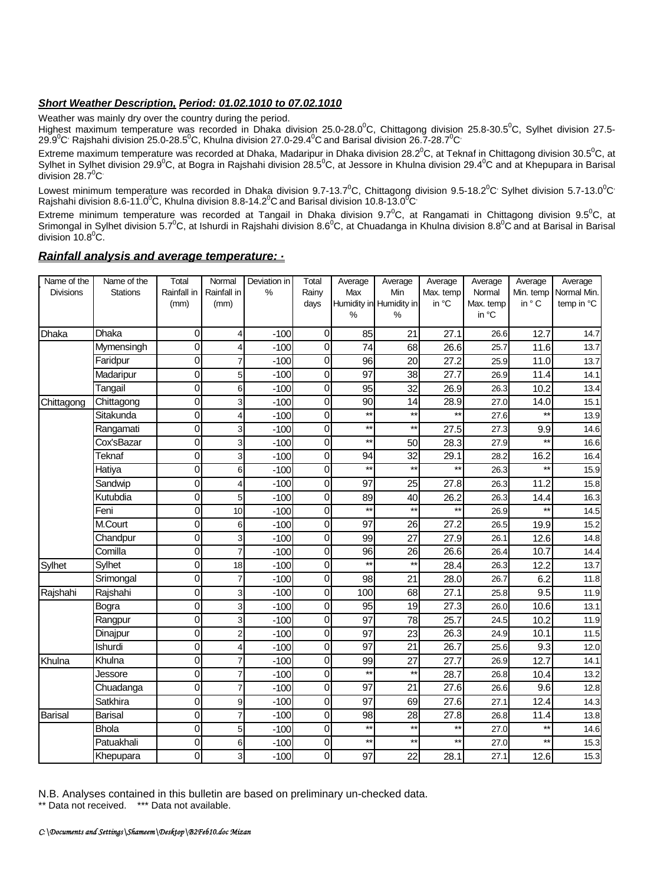***Short Weather Description, Period: 01.02.1010 to 07.02.1010***

Weather was mainly dry over the country during the period.

Highest maximum temperature was recorded in Dhaka division 25.0-28.0$^0$C, Chittagong division 25.8-30.5$^0$C, Sylhet division 27.5-29.9$^0$C, Rajshahi division 25.0-28.5$^0$C, Khulna division 27.0-29.4$^0$C and Barisal division 26.7-28.7$^0$C.

Extreme maximum temperature was recorded at Dhaka, Madaripur in Dhaka division 28.2$^0$C, at Teknaf in Chittagong division 30.5$^0$C, at Sylhet in Sylhet division 29.9$^0$C, at Bogra in Rajshahi division 28.5$^0$C, at Jessore in Khulna division 29.4$^0$C and at Khepupara in Barisal division 28.7$^0$C.

Lowest minimum temperature was recorded in Dhaka division 9.7-13.7$^0$C, Chittagong division 9.5-18.2$^0$C, Sylhet division 5.7-13.0$^0$C, Rajshahi division 8.6-11.0$^0$C, Khulna division 8.8-14.2$^0$C and Barisal division 10.8-13.0$^0$C.

Extreme minimum temperature was recorded at Tangail in Dhaka division 9.7$^0$C, at Rangamati in Chittagong division 9.5$^0$C, at Srimongal in Sylhet division 5.7$^0$C, at Ishurdi in Rajshahi division 8.6$^0$C, at Chuadanga in Khulna division 8.8$^0$C and at Barisal in Barisal division 10.8$^0$C.

***Rainfall analysis and average temperature: ·***

| Name of the Divisions | Name of the Stations | Total Rainfall in (mm) | Normal Rainfall in (mm) | Deviation in % | Total Rainy days | Average Max Humidity in % | Average Min Humidity in % | Average Max. temp in °C | Average Normal Max. temp in °C | Average Min. temp in ° C | Average Normal Min. temp in °C |
|---|---|---|---|---|---|---|---|---|---|---|---|
| Dhaka | Dhaka | 0 | 4 | -100 | 0 | 85 | 21 | 27.1 | 26.6 | 12.7 | 14.7 |
| | Mymensingh | 0 | 4 | -100 | 0 | 74 | 68 | 26.6 | 25.7 | 11.6 | 13.7 |
| | Faridpur | 0 | 7 | -100 | 0 | 96 | 20 | 27.2 | 25.9 | 11.0 | 13.7 |
| | Madaripur | 0 | 5 | -100 | 0 | 97 | 38 | 27.7 | 26.9 | 11.4 | 14.1 |
| | Tangail | 0 | 6 | -100 | 0 | 95 | 32 | 26.9 | 26.3 | 10.2 | 13.4 |
| Chittagong | Chittagong | 0 | 3 | -100 | 0 | 90 | 14 | 28.9 | 27.0 | 14.0 | 15.1 |
| | Sitakunda | 0 | 4 | -100 | 0 | ** | ** | ** | 27.6 | ** | 13.9 |
| | Rangamati | 0 | 3 | -100 | 0 | ** | ** | 27.5 | 27.3 | 9.9 | 14.6 |
| | Cox'sBazar | 0 | 3 | -100 | 0 | ** | 50 | 28.3 | 27.9 | ** | 16.6 |
| | Teknaf | 0 | 3 | -100 | 0 | 94 | 32 | 29.1 | 28.2 | 16.2 | 16.4 |
| | Hatiya | 0 | 6 | -100 | 0 | ** | ** | ** | 26.3 | ** | 15.9 |
| | Sandwip | 0 | 4 | -100 | 0 | 97 | 25 | 27.8 | 26.3 | 11.2 | 15.8 |
| | Kutubdia | 0 | 5 | -100 | 0 | 89 | 40 | 26.2 | 26.3 | 14.4 | 16.3 |
| | Feni | 0 | 10 | -100 | 0 | ** | ** | ** | 26.9 | ** | 14.5 |
| | M.Court | 0 | 6 | -100 | 0 | 97 | 26 | 27.2 | 26.5 | 19.9 | 15.2 |
| | Chandpur | 0 | 3 | -100 | 0 | 99 | 27 | 27.9 | 26.1 | 12.6 | 14.8 |
| | Comilla | 0 | 7 | -100 | 0 | 96 | 26 | 26.6 | 26.4 | 10.7 | 14.4 |
| Sylhet | Sylhet | 0 | 18 | -100 | 0 | ** | ** | 28.4 | 26.3 | 12.2 | 13.7 |
| | Srimongal | 0 | 7 | -100 | 0 | 98 | 21 | 28.0 | 26.7 | 6.2 | 11.8 |
| Rajshahi | Rajshahi | 0 | 3 | -100 | 0 | 100 | 68 | 27.1 | 25.8 | 9.5 | 11.9 |
| | Bogra | 0 | 3 | -100 | 0 | 95 | 19 | 27.3 | 26.0 | 10.6 | 13.1 |
| | Rangpur | 0 | 3 | -100 | 0 | 97 | 78 | 25.7 | 24.5 | 10.2 | 11.9 |
| | Dinajpur | 0 | 2 | -100 | 0 | 97 | 23 | 26.3 | 24.9 | 10.1 | 11.5 |
| | Ishurdi | 0 | 4 | -100 | 0 | 97 | 21 | 26.7 | 25.6 | 9.3 | 12.0 |
| Khulna | Khulna | 0 | 7 | -100 | 0 | 99 | 27 | 27.7 | 26.9 | 12.7 | 14.1 |
| | Jessore | 0 | 7 | -100 | 0 | ** | ** | 28.7 | 26.8 | 10.4 | 13.2 |
| | Chuadanga | 0 | 7 | -100 | 0 | 97 | 21 | 27.6 | 26.6 | 9.6 | 12.8 |
| | Satkhira | 0 | 9 | -100 | 0 | 97 | 69 | 27.6 | 27.1 | 12.4 | 14.3 |
| Barisal | Barisal | 0 | 7 | -100 | 0 | 98 | 28 | 27.8 | 26.8 | 11.4 | 13.8 |
| | Bhola | 0 | 5 | -100 | 0 | ** | ** | ** | 27.0 | ** | 14.6 |
| | Patuakhali | 0 | 6 | -100 | 0 | ** | ** | ** | 27.0 | ** | 15.3 |
| | Khepupara | 0 | 3 | -100 | 0 | 97 | 22 | 28.1 | 27.1 | 12.6 | 15.3 |

N.B. Analyses contained in this bulletin are based on preliminary un-checked data.

** Data not received. *** Data not available.

*C:\Documents and Settings\Shameem\Desktop\B2Feb10.doc Mizan*